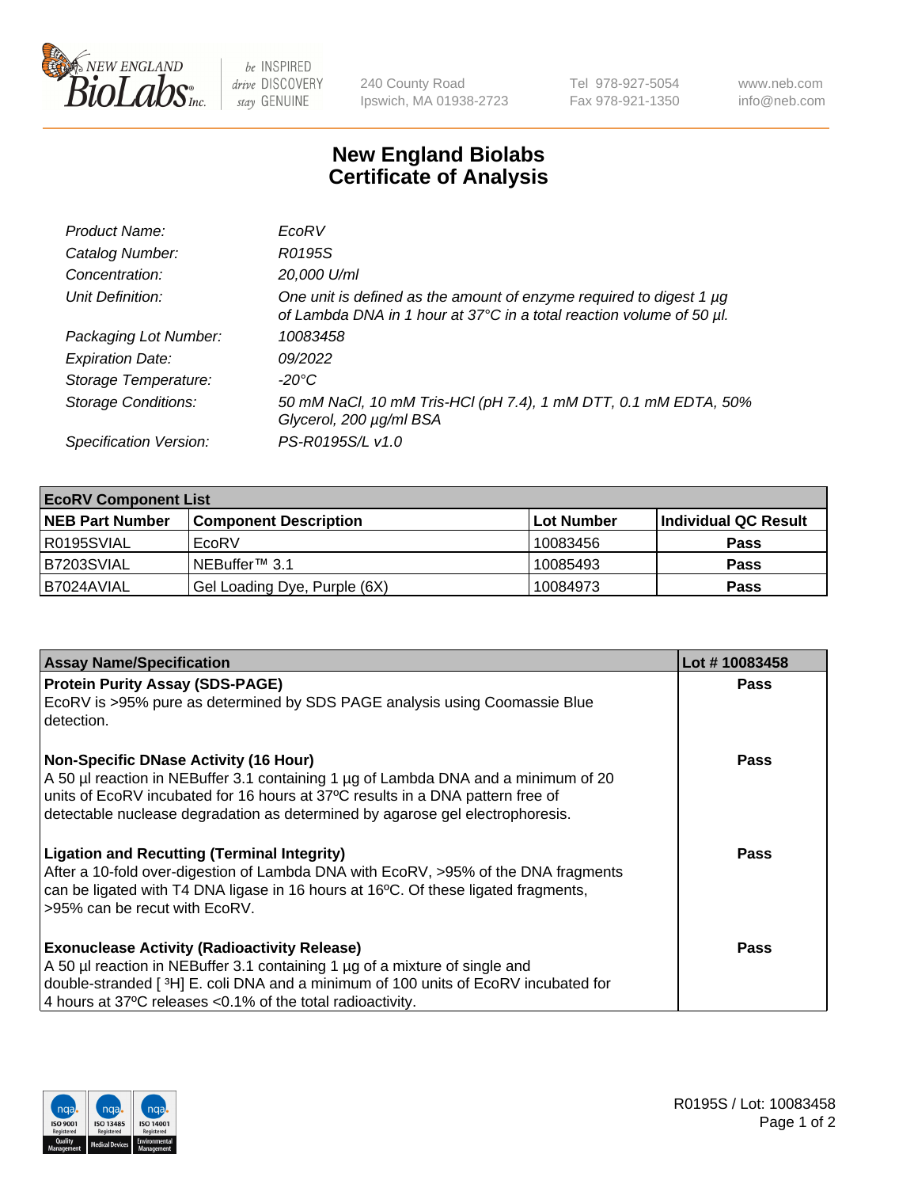New England BioLabs Inc. — be INSPIRED drive DISCOVERY stay GENUINE

240 County Road
Ipswich, MA 01938-2723

Tel 978-927-5054
Fax 978-921-1350

www.neb.com
info@neb.com

# New England Biolabs Certificate of Analysis

| | |
|---|---|
| *Product Name:* | *EcoRV* |
| *Catalog Number:* | *R0195S* |
| *Concentration:* | *20,000 U/ml* |
| *Unit Definition:* | *One unit is defined as the amount of enzyme required to digest 1 µg of Lambda DNA in 1 hour at 37°C in a total reaction volume of 50 µl.* |
| *Packaging Lot Number:* | *10083458* |
| *Expiration Date:* | *09/2022* |
| *Storage Temperature:* | *-20°C* |
| *Storage Conditions:* | *50 mM NaCl, 10 mM Tris-HCl (pH 7.4), 1 mM DTT, 0.1 mM EDTA, 50% Glycerol, 200 µg/ml BSA* |
| *Specification Version:* | *PS-R0195S/L v1.0* |

**EcoRV Component List**

| NEB Part Number | Component Description | Lot Number | Individual QC Result |
|---|---|---|---|
| R0195SVIAL | EcoRV | 10083456 | **Pass** |
| B7203SVIAL | NEBuffer™ 3.1 | 10085493 | **Pass** |
| B7024AVIAL | Gel Loading Dye, Purple (6X) | 10084973 | **Pass** |

| Assay Name/Specification | Lot # 10083458 |
|---|---|
| **Protein Purity Assay (SDS-PAGE)**<br>EcoRV is >95% pure as determined by SDS PAGE analysis using Coomassie Blue detection. | **Pass** |
| **Non-Specific DNase Activity (16 Hour)**<br>A 50 µl reaction in NEBuffer 3.1 containing 1 µg of Lambda DNA and a minimum of 20 units of EcoRV incubated for 16 hours at 37ºC results in a DNA pattern free of detectable nuclease degradation as determined by agarose gel electrophoresis. | **Pass** |
| **Ligation and Recutting (Terminal Integrity)**<br>After a 10-fold over-digestion of Lambda DNA with EcoRV, >95% of the DNA fragments can be ligated with T4 DNA ligase in 16 hours at 16ºC. Of these ligated fragments, >95% can be recut with EcoRV. | **Pass** |
| **Exonuclease Activity (Radioactivity Release)**<br>A 50 µl reaction in NEBuffer 3.1 containing 1 µg of a mixture of single and double-stranded [ $^3$H] E. coli DNA and a minimum of 100 units of EcoRV incubated for 4 hours at 37ºC releases <0.1% of the total radioactivity. | **Pass** |

R0195S / Lot: 10083458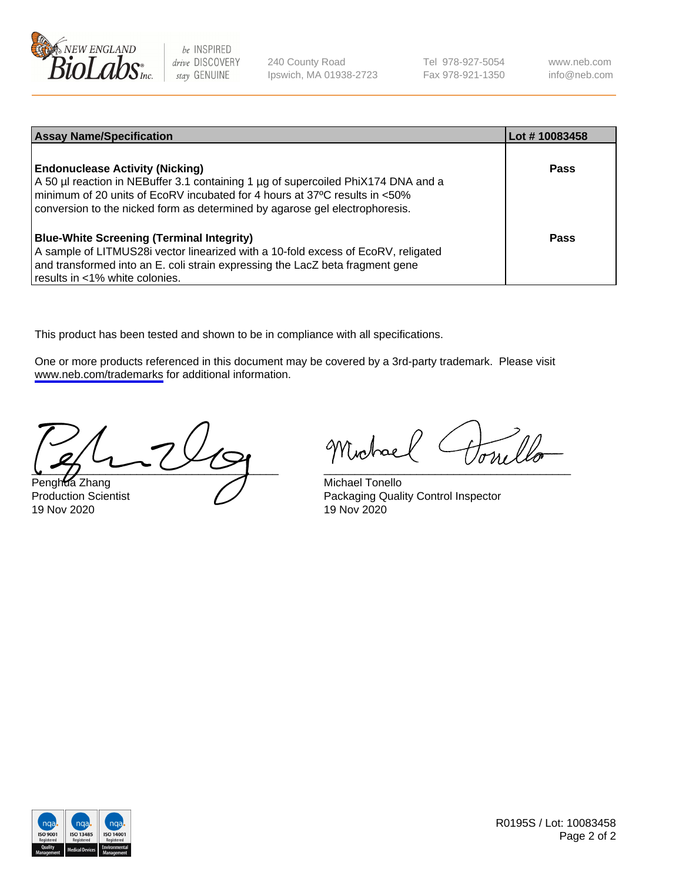New England BioLabs Inc. — be INSPIRED drive DISCOVERY stay GENUINE

240 County Road
Ipswich, MA 01938-2723

Tel 978-927-5054
Fax 978-921-1350

www.neb.com
info@neb.com

| Assay Name/Specification | Lot # 10083458 |
|---|---|
| **Endonuclease Activity (Nicking)**<br>A 50 µl reaction in NEBuffer 3.1 containing 1 µg of supercoiled PhiX174 DNA and a minimum of 20 units of EcoRV incubated for 4 hours at 37ºC results in <50% conversion to the nicked form as determined by agarose gel electrophoresis. | **Pass** |
| **Blue-White Screening (Terminal Integrity)**<br>A sample of LITMUS28i vector linearized with a 10-fold excess of EcoRV, religated and transformed into an E. coli strain expressing the LacZ beta fragment gene results in <1% white colonies. | **Pass** |

This product has been tested and shown to be in compliance with all specifications.

One or more products referenced in this document may be covered by a 3rd-party trademark. Please visit www.neb.com/trademarks for additional information.

Penghua Zhang
Production Scientist
19 Nov 2020

Michael Tonello
Packaging Quality Control Inspector
19 Nov 2020

ISO 9001 Registered Quality Management | ISO 13485 Registered Medical Devices | ISO 14001 Registered Environmental Management

R0195S / Lot: 10083458